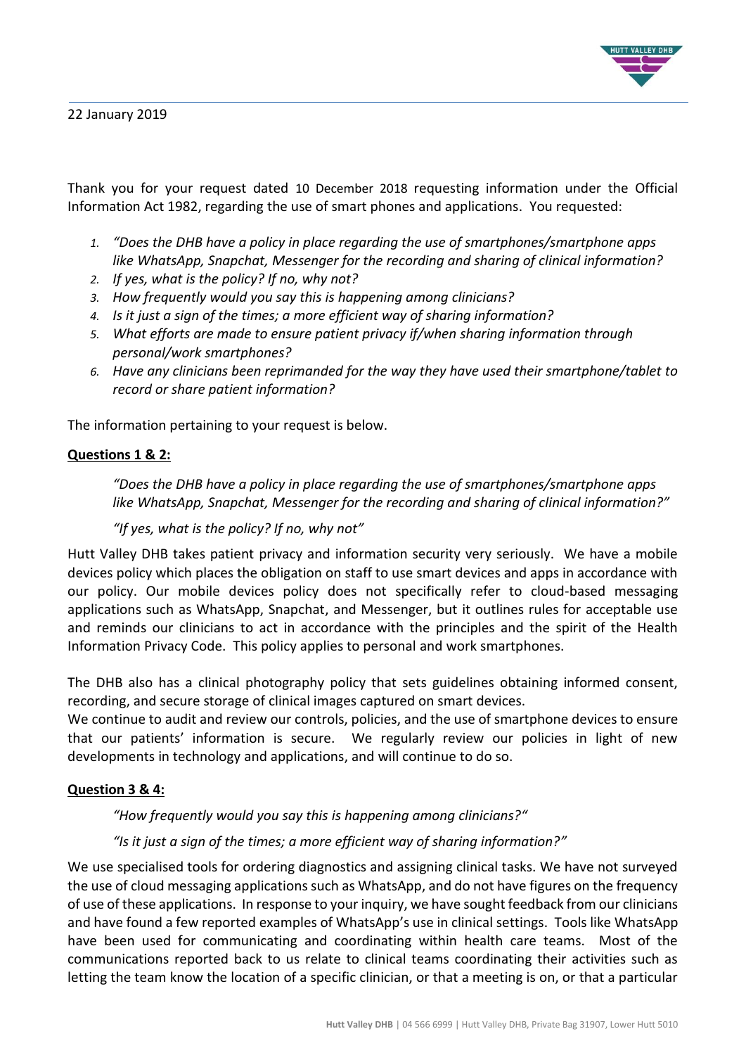22 January 2019

Thank you for your request dated 10 December 2018 requesting information under the Official Information Act 1982, regarding the use of smart phones and applications. You requested:

1. *"Does the DHB have a policy in place regarding the use of smartphones/smartphone apps like WhatsApp, Snapchat, Messenger for the recording and sharing of clinical information?*
2. *If yes, what is the policy? If no, why not?*
3. *How frequently would you say this is happening among clinicians?*
4. *Is it just a sign of the times; a more efficient way of sharing information?*
5. *What efforts are made to ensure patient privacy if/when sharing information through personal/work smartphones?*
6. *Have any clinicians been reprimanded for the way they have used their smartphone/tablet to record or share patient information?*

The information pertaining to your request is below.

**Questions 1 & 2:**

> *"Does the DHB have a policy in place regarding the use of smartphones/smartphone apps like WhatsApp, Snapchat, Messenger for the recording and sharing of clinical information?"*
>
> *"If yes, what is the policy? If no, why not"*

Hutt Valley DHB takes patient privacy and information security very seriously. We have a mobile devices policy which places the obligation on staff to use smart devices and apps in accordance with our policy. Our mobile devices policy does not specifically refer to cloud-based messaging applications such as WhatsApp, Snapchat, and Messenger, but it outlines rules for acceptable use and reminds our clinicians to act in accordance with the principles and the spirit of the Health Information Privacy Code. This policy applies to personal and work smartphones.

The DHB also has a clinical photography policy that sets guidelines obtaining informed consent, recording, and secure storage of clinical images captured on smart devices.
We continue to audit and review our controls, policies, and the use of smartphone devices to ensure that our patients' information is secure. We regularly review our policies in light of new developments in technology and applications, and will continue to do so.

**Question 3 & 4:**

> *"How frequently would you say this is happening among clinicians?"*
>
> *"Is it just a sign of the times; a more efficient way of sharing information?"*

We use specialised tools for ordering diagnostics and assigning clinical tasks. We have not surveyed the use of cloud messaging applications such as WhatsApp, and do not have figures on the frequency of use of these applications. In response to your inquiry, we have sought feedback from our clinicians and have found a few reported examples of WhatsApp's use in clinical settings. Tools like WhatsApp have been used for communicating and coordinating within health care teams. Most of the communications reported back to us relate to clinical teams coordinating their activities such as letting the team know the location of a specific clinician, or that a meeting is on, or that a particular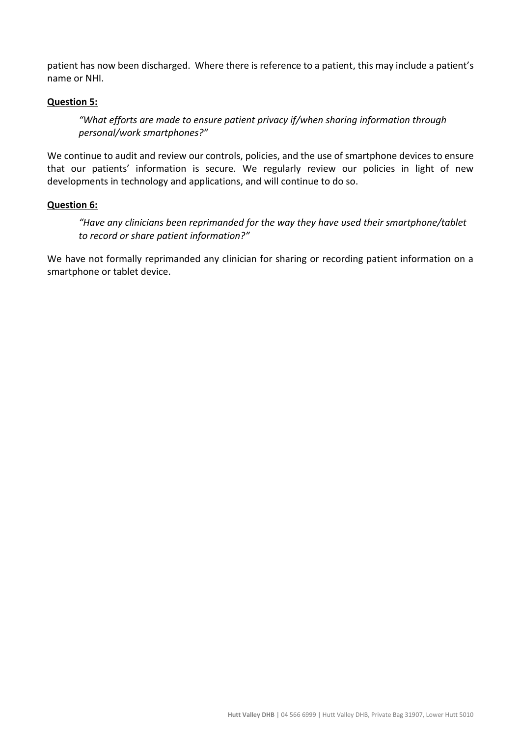patient has now been discharged. Where there is reference to a patient, this may include a patient's name or NHI.

**Question 5:**

> *"What efforts are made to ensure patient privacy if/when sharing information through personal/work smartphones?"*

We continue to audit and review our controls, policies, and the use of smartphone devices to ensure that our patients' information is secure. We regularly review our policies in light of new developments in technology and applications, and will continue to do so.

**Question 6:**

> *"Have any clinicians been reprimanded for the way they have used their smartphone/tablet to record or share patient information?"*

We have not formally reprimanded any clinician for sharing or recording patient information on a smartphone or tablet device.